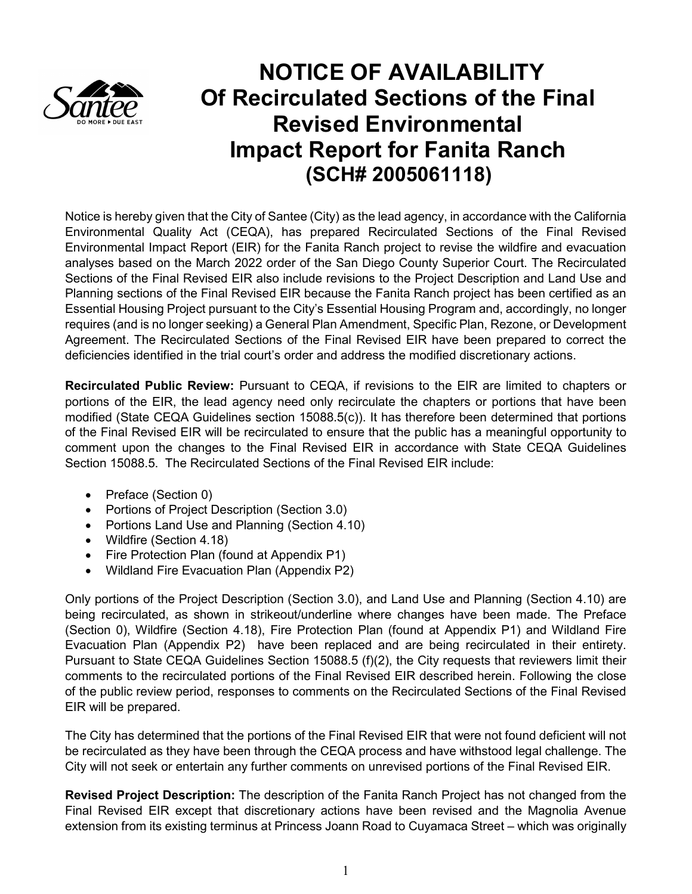# NOTICE OF AVAILABILITY
# Of Recirculated Sections of the Final Revised Environmental Impact Report for Fanita Ranch
# (SCH# 2005061118)

Notice is hereby given that the City of Santee (City) as the lead agency, in accordance with the California Environmental Quality Act (CEQA), has prepared Recirculated Sections of the Final Revised Environmental Impact Report (EIR) for the Fanita Ranch project to revise the wildfire and evacuation analyses based on the March 2022 order of the San Diego County Superior Court. The Recirculated Sections of the Final Revised EIR also include revisions to the Project Description and Land Use and Planning sections of the Final Revised EIR because the Fanita Ranch project has been certified as an Essential Housing Project pursuant to the City's Essential Housing Program and, accordingly, no longer requires (and is no longer seeking) a General Plan Amendment, Specific Plan, Rezone, or Development Agreement. The Recirculated Sections of the Final Revised EIR have been prepared to correct the deficiencies identified in the trial court's order and address the modified discretionary actions.

**Recirculated Public Review:** Pursuant to CEQA, if revisions to the EIR are limited to chapters or portions of the EIR, the lead agency need only recirculate the chapters or portions that have been modified (State CEQA Guidelines section 15088.5(c)). It has therefore been determined that portions of the Final Revised EIR will be recirculated to ensure that the public has a meaningful opportunity to comment upon the changes to the Final Revised EIR in accordance with State CEQA Guidelines Section 15088.5. The Recirculated Sections of the Final Revised EIR include:

- Preface (Section 0)
- Portions of Project Description (Section 3.0)
- Portions Land Use and Planning (Section 4.10)
- Wildfire (Section 4.18)
- Fire Protection Plan (found at Appendix P1)
- Wildland Fire Evacuation Plan (Appendix P2)

Only portions of the Project Description (Section 3.0), and Land Use and Planning (Section 4.10) are being recirculated, as shown in strikeout/underline where changes have been made. The Preface (Section 0), Wildfire (Section 4.18), Fire Protection Plan (found at Appendix P1) and Wildland Fire Evacuation Plan (Appendix P2) have been replaced and are being recirculated in their entirety. Pursuant to State CEQA Guidelines Section 15088.5 (f)(2), the City requests that reviewers limit their comments to the recirculated portions of the Final Revised EIR described herein. Following the close of the public review period, responses to comments on the Recirculated Sections of the Final Revised EIR will be prepared.

The City has determined that the portions of the Final Revised EIR that were not found deficient will not be recirculated as they have been through the CEQA process and have withstood legal challenge. The City will not seek or entertain any further comments on unrevised portions of the Final Revised EIR.

**Revised Project Description:** The description of the Fanita Ranch Project has not changed from the Final Revised EIR except that discretionary actions have been revised and the Magnolia Avenue extension from its existing terminus at Princess Joann Road to Cuyamaca Street – which was originally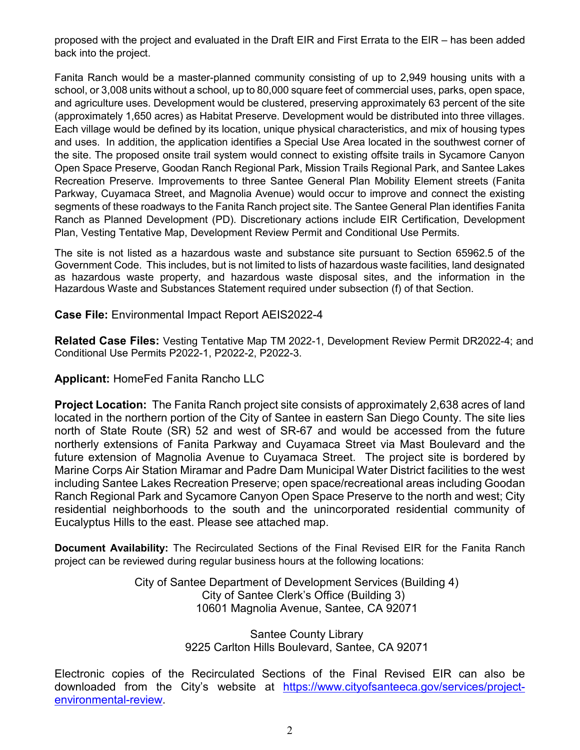proposed with the project and evaluated in the Draft EIR and First Errata to the EIR – has been added back into the project.

Fanita Ranch would be a master-planned community consisting of up to 2,949 housing units with a school, or 3,008 units without a school, up to 80,000 square feet of commercial uses, parks, open space, and agriculture uses. Development would be clustered, preserving approximately 63 percent of the site (approximately 1,650 acres) as Habitat Preserve. Development would be distributed into three villages. Each village would be defined by its location, unique physical characteristics, and mix of housing types and uses. In addition, the application identifies a Special Use Area located in the southwest corner of the site. The proposed onsite trail system would connect to existing offsite trails in Sycamore Canyon Open Space Preserve, Goodan Ranch Regional Park, Mission Trails Regional Park, and Santee Lakes Recreation Preserve. Improvements to three Santee General Plan Mobility Element streets (Fanita Parkway, Cuyamaca Street, and Magnolia Avenue) would occur to improve and connect the existing segments of these roadways to the Fanita Ranch project site. The Santee General Plan identifies Fanita Ranch as Planned Development (PD). Discretionary actions include EIR Certification, Development Plan, Vesting Tentative Map, Development Review Permit and Conditional Use Permits.

The site is not listed as a hazardous waste and substance site pursuant to Section 65962.5 of the Government Code. This includes, but is not limited to lists of hazardous waste facilities, land designated as hazardous waste property, and hazardous waste disposal sites, and the information in the Hazardous Waste and Substances Statement required under subsection (f) of that Section.

**Case File:** Environmental Impact Report AEIS2022-4

**Related Case Files:** Vesting Tentative Map TM 2022-1, Development Review Permit DR2022-4; and Conditional Use Permits P2022-1, P2022-2, P2022-3.

**Applicant:** HomeFed Fanita Rancho LLC

**Project Location:** The Fanita Ranch project site consists of approximately 2,638 acres of land located in the northern portion of the City of Santee in eastern San Diego County. The site lies north of State Route (SR) 52 and west of SR-67 and would be accessed from the future northerly extensions of Fanita Parkway and Cuyamaca Street via Mast Boulevard and the future extension of Magnolia Avenue to Cuyamaca Street. The project site is bordered by Marine Corps Air Station Miramar and Padre Dam Municipal Water District facilities to the west including Santee Lakes Recreation Preserve; open space/recreational areas including Goodan Ranch Regional Park and Sycamore Canyon Open Space Preserve to the north and west; City residential neighborhoods to the south and the unincorporated residential community of Eucalyptus Hills to the east. Please see attached map.

**Document Availability:** The Recirculated Sections of the Final Revised EIR for the Fanita Ranch project can be reviewed during regular business hours at the following locations:

City of Santee Department of Development Services (Building 4)
City of Santee Clerk's Office (Building 3)
10601 Magnolia Avenue, Santee, CA 92071

Santee County Library
9225 Carlton Hills Boulevard, Santee, CA 92071

Electronic copies of the Recirculated Sections of the Final Revised EIR can also be downloaded from the City's website at [https://www.cityofsanteeca.gov/services/project-environmental-review](https://www.cityofsanteeca.gov/services/project-environmental-review).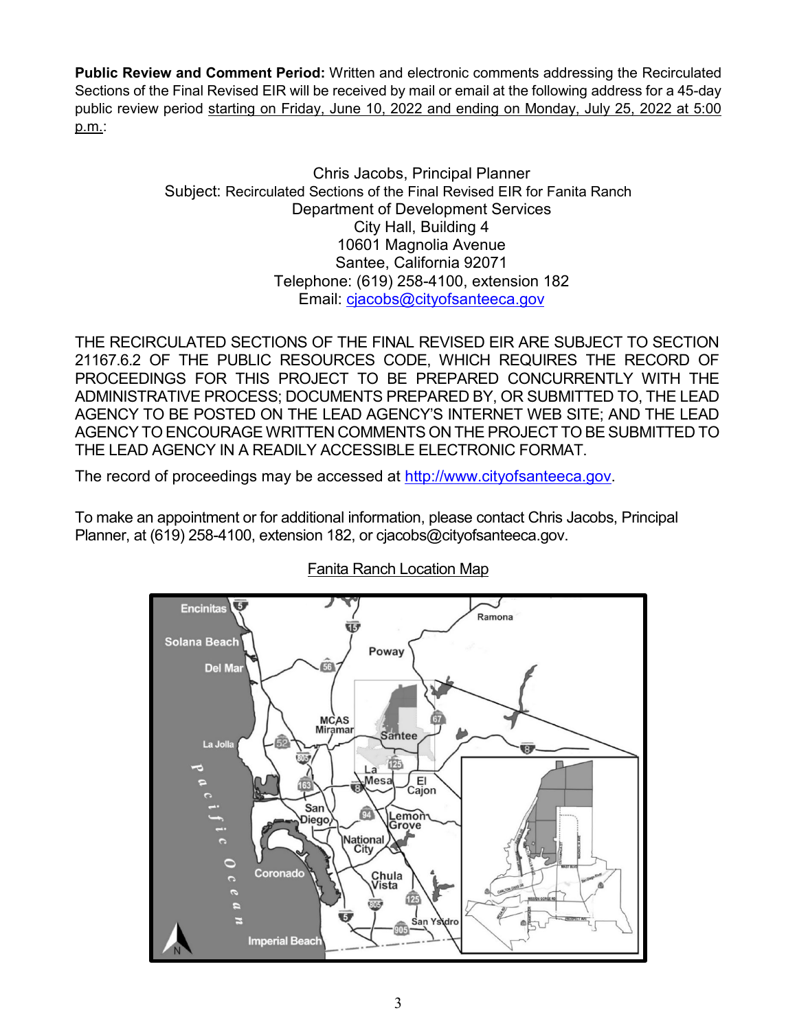**Public Review and Comment Period:** Written and electronic comments addressing the Recirculated Sections of the Final Revised EIR will be received by mail or email at the following address for a 45-day public review period starting on Friday, June 10, 2022 and ending on Monday, July 25, 2022 at 5:00 p.m.:

Chris Jacobs, Principal Planner
Subject: Recirculated Sections of the Final Revised EIR for Fanita Ranch
Department of Development Services
City Hall, Building 4
10601 Magnolia Avenue
Santee, California 92071
Telephone: (619) 258-4100, extension 182
Email: cjacobs@cityofsanteeca.gov

THE RECIRCULATED SECTIONS OF THE FINAL REVISED EIR ARE SUBJECT TO SECTION 21167.6.2 OF THE PUBLIC RESOURCES CODE, WHICH REQUIRES THE RECORD OF PROCEEDINGS FOR THIS PROJECT TO BE PREPARED CONCURRENTLY WITH THE ADMINISTRATIVE PROCESS; DOCUMENTS PREPARED BY, OR SUBMITTED TO, THE LEAD AGENCY TO BE POSTED ON THE LEAD AGENCY'S INTERNET WEB SITE; AND THE LEAD AGENCY TO ENCOURAGE WRITTEN COMMENTS ON THE PROJECT TO BE SUBMITTED TO THE LEAD AGENCY IN A READILY ACCESSIBLE ELECTRONIC FORMAT.

The record of proceedings may be accessed at http://www.cityofsanteeca.gov.

To make an appointment or for additional information, please contact Chris Jacobs, Principal Planner, at (619) 258-4100, extension 182, or cjacobs@cityofsanteeca.gov.

Fanita Ranch Location Map

Encinitas
Solana Beach
Del Mar
La Jolla
Pacific Ocean
Coronado
Imperial Beach
Poway
Ramona
MCAS Miramar
Santee
La Mesa
El Cajon
San Diego
Lemon Grove
National City
Chula Vista
San Ysidro